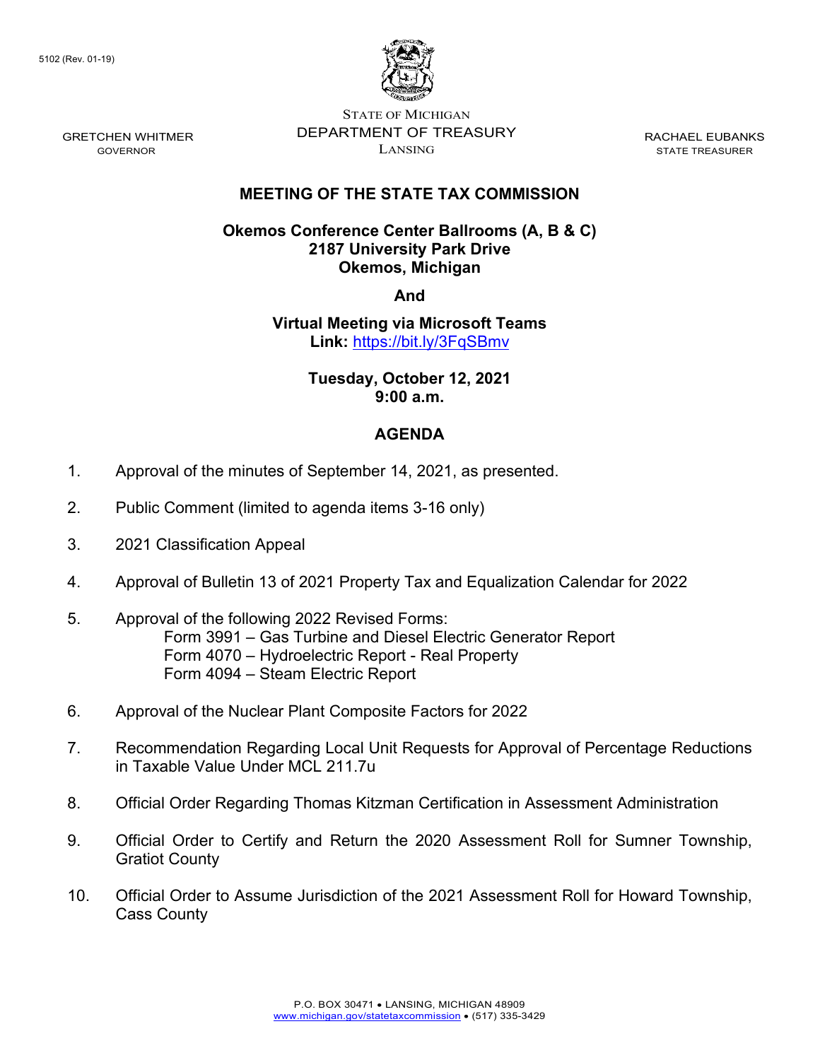5102 (Rev. 01-19)

GRETCHEN WHITMER
GOVERNOR

STATE OF MICHIGAN
DEPARTMENT OF TREASURY
LANSING

RACHAEL EUBANKS
STATE TREASURER

## MEETING OF THE STATE TAX COMMISSION

**Okemos Conference Center Ballrooms (A, B & C)**
**2187 University Park Drive**
**Okemos, Michigan**

**And**

**Virtual Meeting via Microsoft Teams**
**Link:** https://bit.ly/3FqSBmv

**Tuesday, October 12, 2021**
**9:00 a.m.**

## AGENDA

1. Approval of the minutes of September 14, 2021, as presented.

2. Public Comment (limited to agenda items 3-16 only)

3. 2021 Classification Appeal

4. Approval of Bulletin 13 of 2021 Property Tax and Equalization Calendar for 2022

5. Approval of the following 2022 Revised Forms:
   - Form 3991 – Gas Turbine and Diesel Electric Generator Report
   - Form 4070 – Hydroelectric Report - Real Property
   - Form 4094 – Steam Electric Report

6. Approval of the Nuclear Plant Composite Factors for 2022

7. Recommendation Regarding Local Unit Requests for Approval of Percentage Reductions in Taxable Value Under MCL 211.7u

8. Official Order Regarding Thomas Kitzman Certification in Assessment Administration

9. Official Order to Certify and Return the 2020 Assessment Roll for Sumner Township, Gratiot County

10. Official Order to Assume Jurisdiction of the 2021 Assessment Roll for Howard Township, Cass County

P.O. BOX 30471 • LANSING, MICHIGAN 48909
www.michigan.gov/statetaxcommission • (517) 335-3429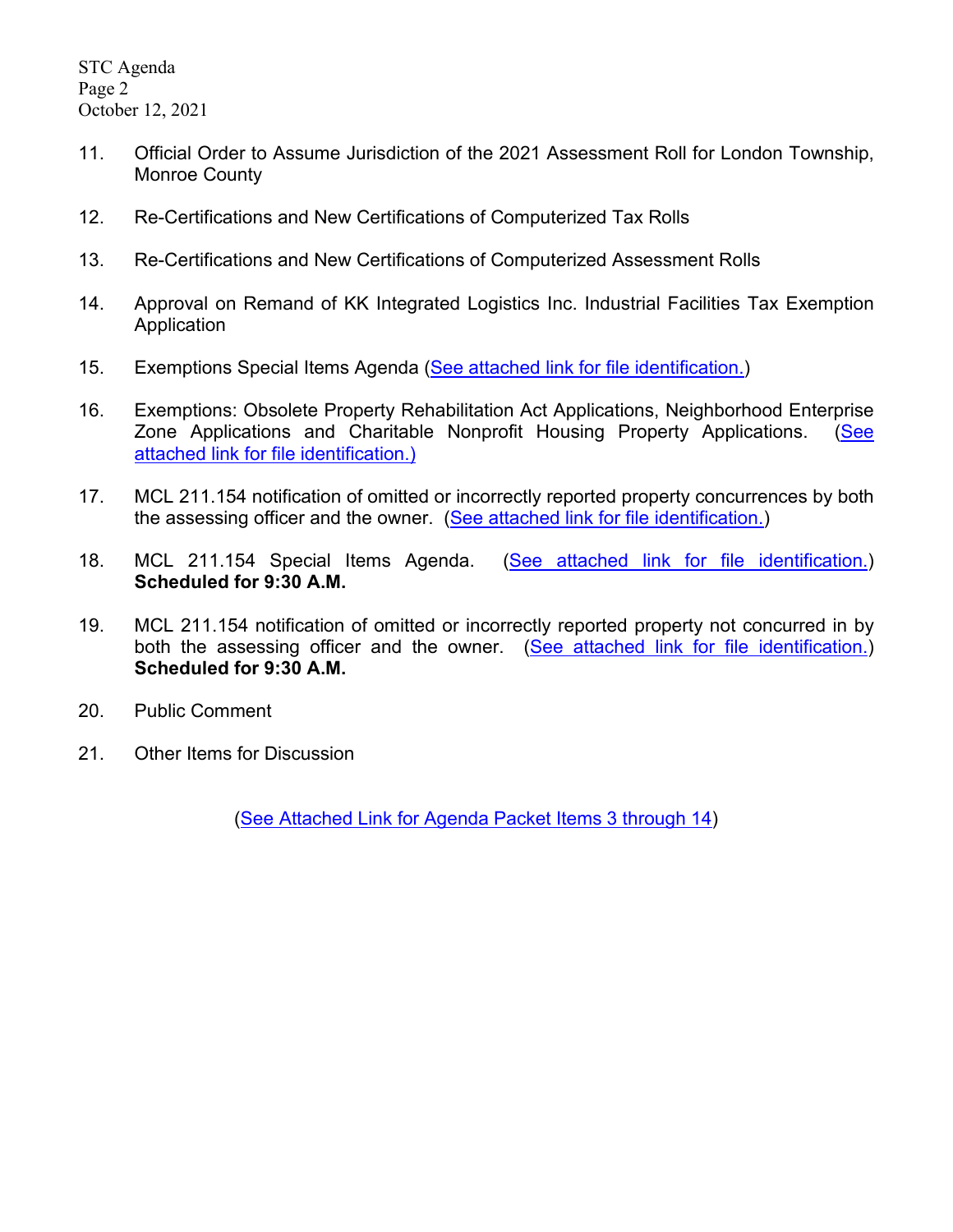11. Official Order to Assume Jurisdiction of the 2021 Assessment Roll for London Township, Monroe County

12. Re-Certifications and New Certifications of Computerized Tax Rolls

13. Re-Certifications and New Certifications of Computerized Assessment Rolls

14. Approval on Remand of KK Integrated Logistics Inc. Industrial Facilities Tax Exemption Application

15. Exemptions Special Items Agenda (See attached link for file identification.)

16. Exemptions: Obsolete Property Rehabilitation Act Applications, Neighborhood Enterprise Zone Applications and Charitable Nonprofit Housing Property Applications. (See attached link for file identification.)

17. MCL 211.154 notification of omitted or incorrectly reported property concurrences by both the assessing officer and the owner. (See attached link for file identification.)

18. MCL 211.154 Special Items Agenda. (See attached link for file identification.) **Scheduled for 9:30 A.M.**

19. MCL 211.154 notification of omitted or incorrectly reported property not concurred in by both the assessing officer and the owner. (See attached link for file identification.) **Scheduled for 9:30 A.M.**

20. Public Comment

21. Other Items for Discussion

(See Attached Link for Agenda Packet Items 3 through 14)